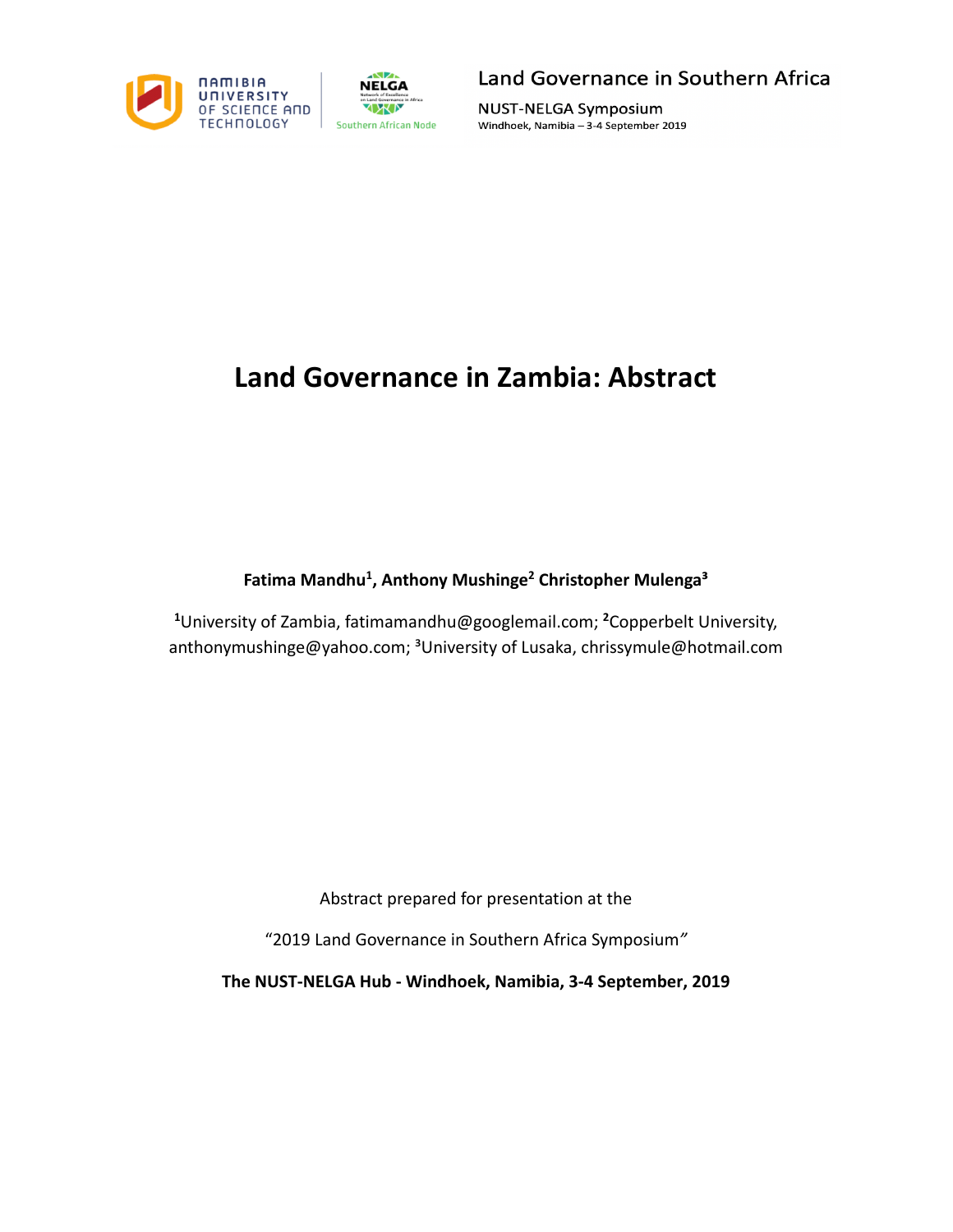# Land Governance in Zambia: Abstract

**Fatima Mandhu[1], Anthony Mushinge[2] Christopher Mulenga[3]**

[1]University of Zambia, fatimamandhu@googlemail.com; [2]Copperbelt University, anthonymushinge@yahoo.com; [3]University of Lusaka, chrissymule@hotmail.com

Abstract prepared for presentation at the

"2019 Land Governance in Southern Africa Symposium"

**The NUST-NELGA Hub - Windhoek, Namibia, 3-4 September, 2019**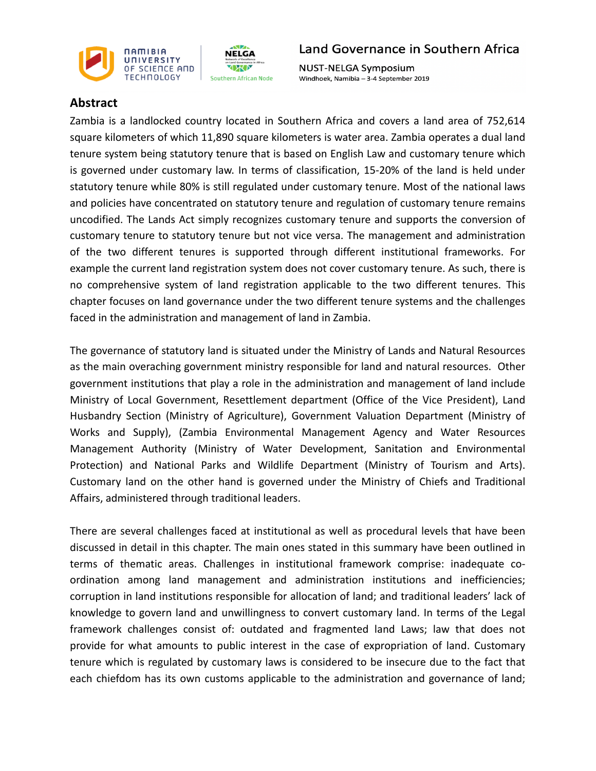## Abstract

Zambia is a landlocked country located in Southern Africa and covers a land area of 752,614 square kilometers of which 11,890 square kilometers is water area. Zambia operates a dual land tenure system being statutory tenure that is based on English Law and customary tenure which is governed under customary law. In terms of classification, 15-20% of the land is held under statutory tenure while 80% is still regulated under customary tenure. Most of the national laws and policies have concentrated on statutory tenure and regulation of customary tenure remains uncodified. The Lands Act simply recognizes customary tenure and supports the conversion of customary tenure to statutory tenure but not vice versa. The management and administration of the two different tenures is supported through different institutional frameworks. For example the current land registration system does not cover customary tenure. As such, there is no comprehensive system of land registration applicable to the two different tenures. This chapter focuses on land governance under the two different tenure systems and the challenges faced in the administration and management of land in Zambia.

The governance of statutory land is situated under the Ministry of Lands and Natural Resources as the main overaching government ministry responsible for land and natural resources. Other government institutions that play a role in the administration and management of land include Ministry of Local Government, Resettlement department (Office of the Vice President), Land Husbandry Section (Ministry of Agriculture), Government Valuation Department (Ministry of Works and Supply), (Zambia Environmental Management Agency and Water Resources Management Authority (Ministry of Water Development, Sanitation and Environmental Protection) and National Parks and Wildlife Department (Ministry of Tourism and Arts). Customary land on the other hand is governed under the Ministry of Chiefs and Traditional Affairs, administered through traditional leaders.

There are several challenges faced at institutional as well as procedural levels that have been discussed in detail in this chapter. The main ones stated in this summary have been outlined in terms of thematic areas. Challenges in institutional framework comprise: inadequate co-ordination among land management and administration institutions and inefficiencies; corruption in land institutions responsible for allocation of land; and traditional leaders' lack of knowledge to govern land and unwillingness to convert customary land. In terms of the Legal framework challenges consist of: outdated and fragmented land Laws; law that does not provide for what amounts to public interest in the case of expropriation of land. Customary tenure which is regulated by customary laws is considered to be insecure due to the fact that each chiefdom has its own customs applicable to the administration and governance of land;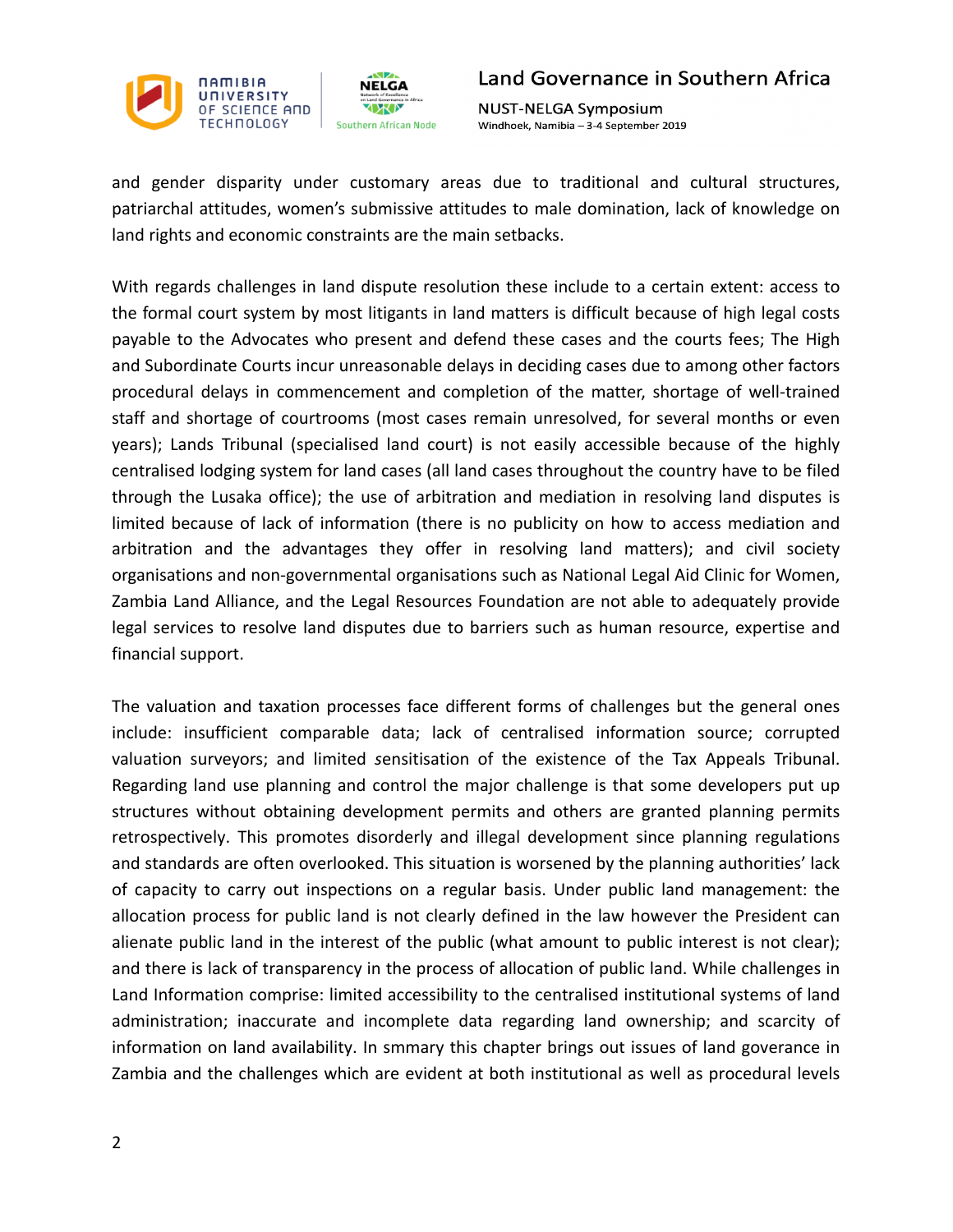and gender disparity under customary areas due to traditional and cultural structures, patriarchal attitudes, women's submissive attitudes to male domination, lack of knowledge on land rights and economic constraints are the main setbacks.

With regards challenges in land dispute resolution these include to a certain extent: access to the formal court system by most litigants in land matters is difficult because of high legal costs payable to the Advocates who present and defend these cases and the courts fees; The High and Subordinate Courts incur unreasonable delays in deciding cases due to among other factors procedural delays in commencement and completion of the matter, shortage of well-trained staff and shortage of courtrooms (most cases remain unresolved, for several months or even years); Lands Tribunal (specialised land court) is not easily accessible because of the highly centralised lodging system for land cases (all land cases throughout the country have to be filed through the Lusaka office); the use of arbitration and mediation in resolving land disputes is limited because of lack of information (there is no publicity on how to access mediation and arbitration and the advantages they offer in resolving land matters); and civil society organisations and non-governmental organisations such as National Legal Aid Clinic for Women, Zambia Land Alliance, and the Legal Resources Foundation are not able to adequately provide legal services to resolve land disputes due to barriers such as human resource, expertise and financial support.

The valuation and taxation processes face different forms of challenges but the general ones include: insufficient comparable data; lack of centralised information source; corrupted valuation surveyors; and limited *s*ensitisation of the existence of the Tax Appeals Tribunal. Regarding land use planning and control the major challenge is that some developers put up structures without obtaining development permits and others are granted planning permits retrospectively. This promotes disorderly and illegal development since planning regulations and standards are often overlooked. This situation is worsened by the planning authorities' lack of capacity to carry out inspections on a regular basis. Under public land management: the allocation process for public land is not clearly defined in the law however the President can alienate public land in the interest of the public (what amount to public interest is not clear); and there is lack of transparency in the process of allocation of public land. While challenges in Land Information comprise: limited accessibility to the centralised institutional systems of land administration; inaccurate and incomplete data regarding land ownership; and scarcity of information on land availability. In smmary this chapter brings out issues of land goverance in Zambia and the challenges which are evident at both institutional as well as procedural levels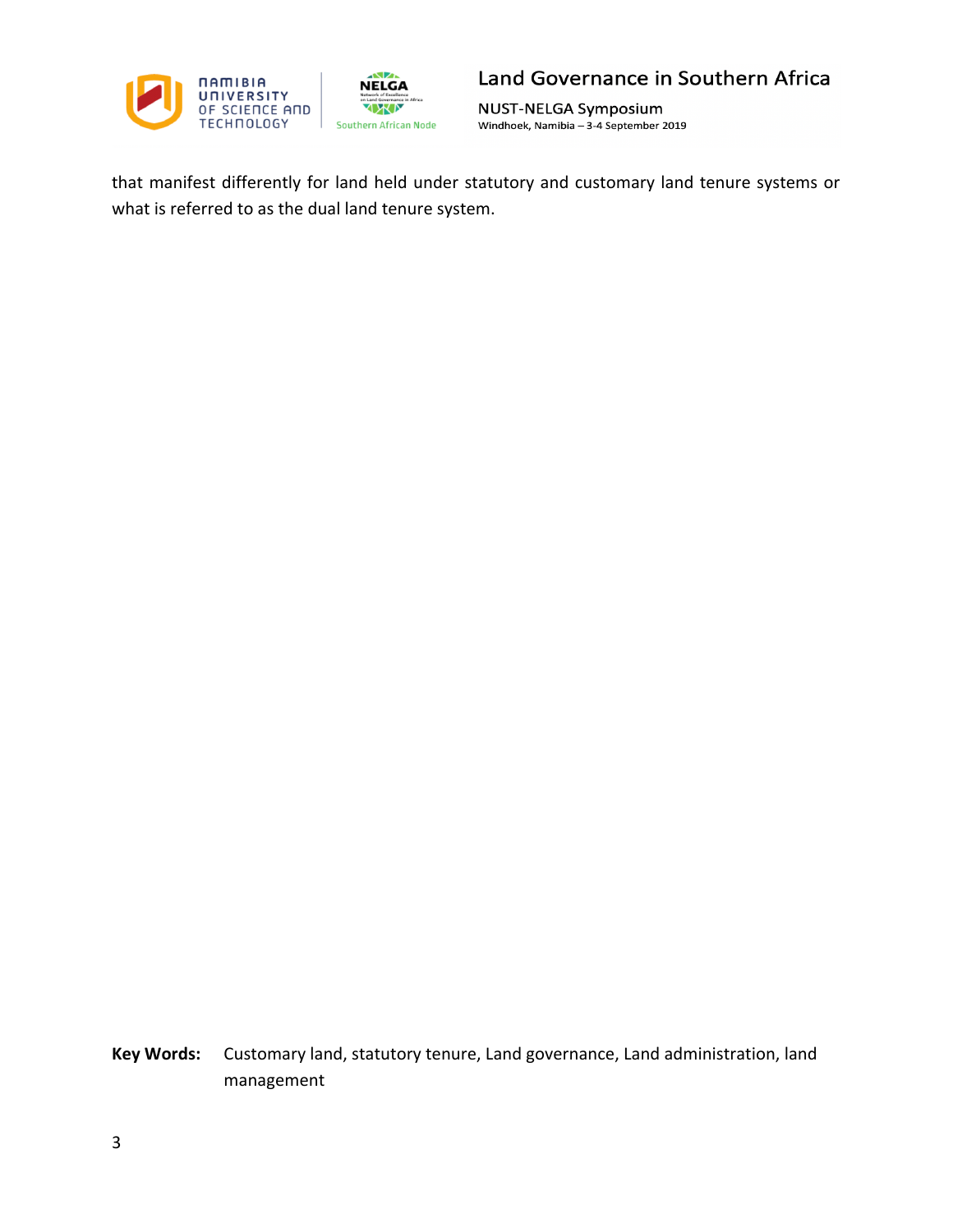that manifest differently for land held under statutory and customary land tenure systems or what is referred to as the dual land tenure system.

**Key Words:** Customary land, statutory tenure, Land governance, Land administration, land management